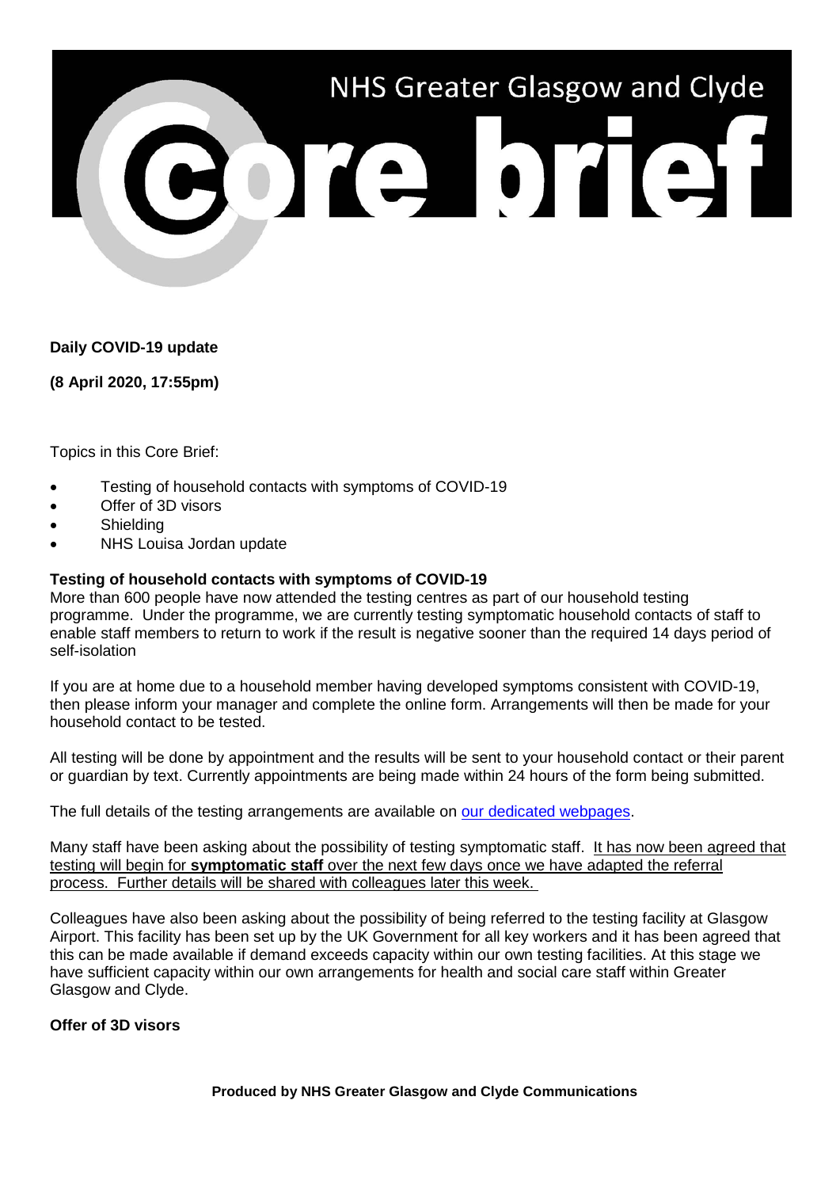# NHS Greater Glasgow and Clyde Core brief

**Daily COVID-19 update**

**(8 April 2020, 17:55pm)**

Topics in this Core Brief:

- Testing of household contacts with symptoms of COVID-19
- Offer of 3D visors
- Shielding
- NHS Louisa Jordan update

**Testing of household contacts with symptoms of COVID-19**

More than 600 people have now attended the testing centres as part of our household testing programme. Under the programme, we are currently testing symptomatic household contacts of staff to enable staff members to return to work if the result is negative sooner than the required 14 days period of self-isolation

If you are at home due to a household member having developed symptoms consistent with COVID-19, then please inform your manager and complete the online form. Arrangements will then be made for your household contact to be tested.

All testing will be done by appointment and the results will be sent to your household contact or their parent or guardian by text. Currently appointments are being made within 24 hours of the form being submitted.

The full details of the testing arrangements are available on our dedicated webpages.

Many staff have been asking about the possibility of testing symptomatic staff. It has now been agreed that testing will begin for **symptomatic staff** over the next few days once we have adapted the referral process. Further details will be shared with colleagues later this week.

Colleagues have also been asking about the possibility of being referred to the testing facility at Glasgow Airport. This facility has been set up by the UK Government for all key workers and it has been agreed that this can be made available if demand exceeds capacity within our own testing facilities. At this stage we have sufficient capacity within our own arrangements for health and social care staff within Greater Glasgow and Clyde.

**Offer of 3D visors**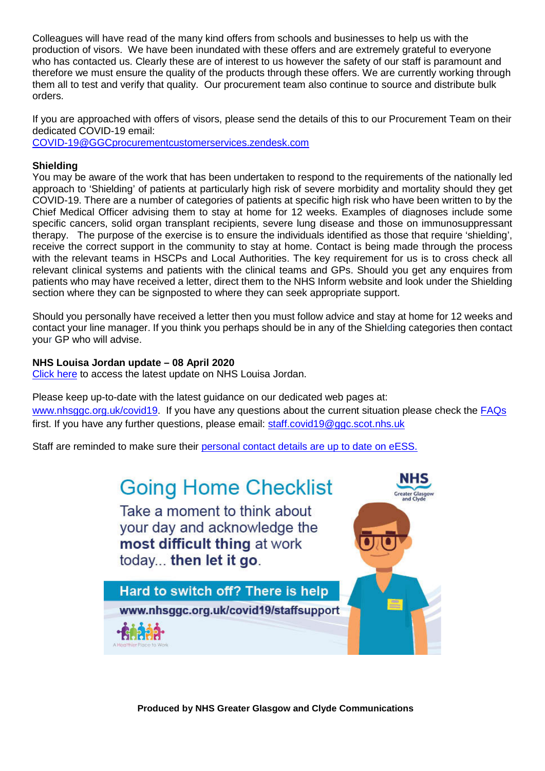Colleagues will have read of the many kind offers from schools and businesses to help us with the production of visors. We have been inundated with these offers and are extremely grateful to everyone who has contacted us. Clearly these are of interest to us however the safety of our staff is paramount and therefore we must ensure the quality of the products through these offers. We are currently working through them all to test and verify that quality. Our procurement team also continue to source and distribute bulk orders.

If you are approached with offers of visors, please send the details of this to our Procurement Team on their dedicated COVID-19 email:
COVID-19@GGCprocurementcustomerservices.zendesk.com

**Shielding**

You may be aware of the work that has been undertaken to respond to the requirements of the nationally led approach to 'Shielding' of patients at particularly high risk of severe morbidity and mortality should they get COVID-19. There are a number of categories of patients at specific high risk who have been written to by the Chief Medical Officer advising them to stay at home for 12 weeks. Examples of diagnoses include some specific cancers, solid organ transplant recipients, severe lung disease and those on immunosuppressant therapy. The purpose of the exercise is to ensure the individuals identified as those that require 'shielding', receive the correct support in the community to stay at home. Contact is being made through the process with the relevant teams in HSCPs and Local Authorities. The key requirement for us is to cross check all relevant clinical systems and patients with the clinical teams and GPs. Should you get any enquires from patients who may have received a letter, direct them to the NHS Inform website and look under the Shielding section where they can be signposted to where they can seek appropriate support.

Should you personally have received a letter then you must follow advice and stay at home for 12 weeks and contact your line manager. If you think you perhaps should be in any of the Shielding categories then contact your GP who will advise.

**NHS Louisa Jordan update – 08 April 2020**

Click here to access the latest update on NHS Louisa Jordan.

Please keep up-to-date with the latest guidance on our dedicated web pages at: www.nhsggc.org.uk/covid19. If you have any questions about the current situation please check the FAQs first. If you have any further questions, please email: staff.covid19@ggc.scot.nhs.uk

Staff are reminded to make sure their personal contact details are up to date on eESS.

Going Home Checklist

Take a moment to think about your day and acknowledge the **most difficult thing** at work today... **then let it go**.

**Hard to switch off? There is help**

**www.nhsggc.org.uk/covid19/staffsupport**

**Produced by NHS Greater Glasgow and Clyde Communications**